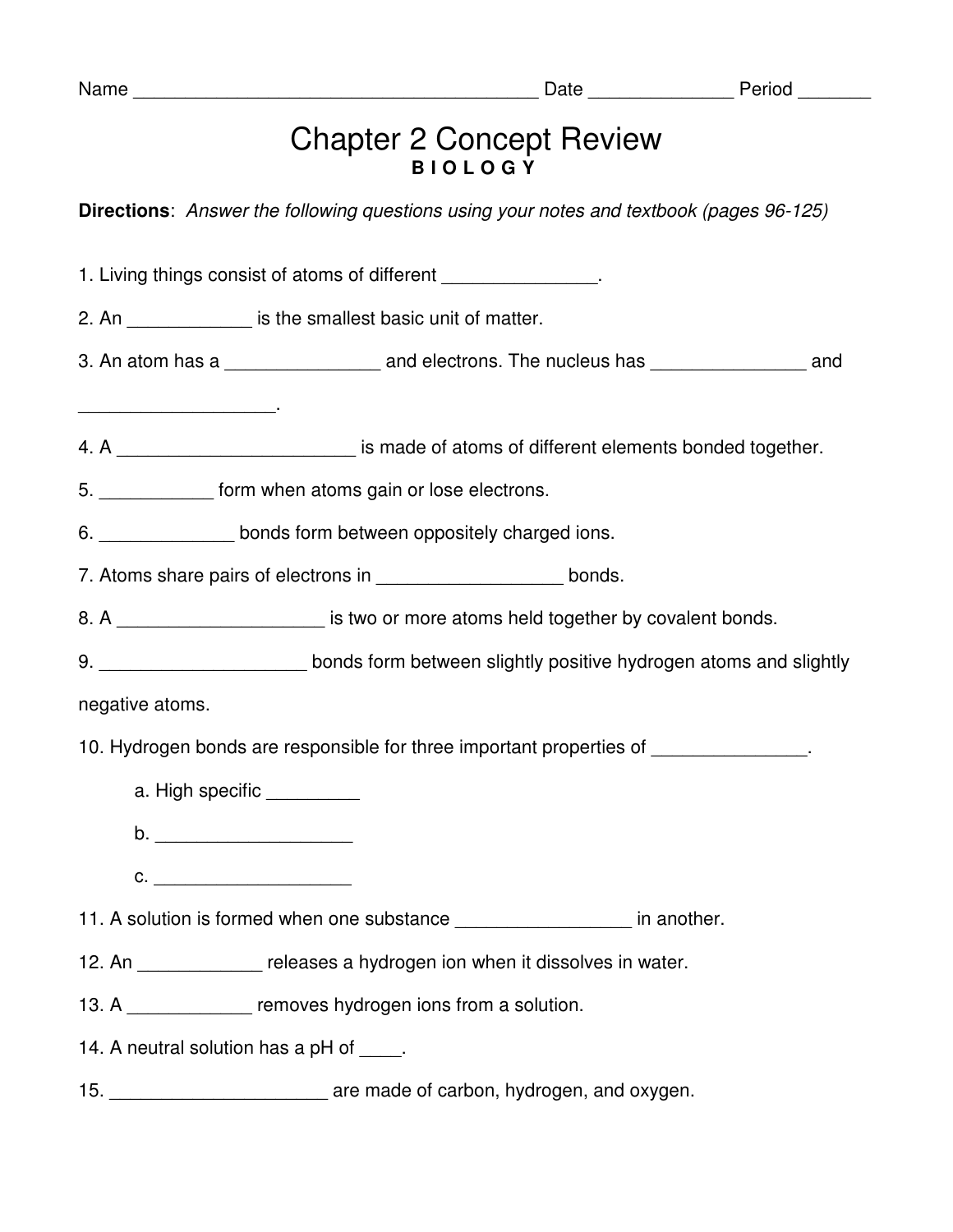Name _______________________________________ Date ______________ Period _______

# Chapter 2 Concept Review

**B I O L O G Y**

**Directions**: *Answer the following questions using your notes and textbook (pages 96-125)*

1. Living things consist of atoms of different _______________.

2. An ____________ is the smallest basic unit of matter.

3. An atom has a _______________ and electrons. The nucleus has _______________ and ___________________.

4. A _______________________ is made of atoms of different elements bonded together.

5. ___________ form when atoms gain or lose electrons.

6. _____________ bonds form between oppositely charged ions.

7. Atoms share pairs of electrons in _________________ bonds.

8. A ____________________ is two or more atoms held together by covalent bonds.

9. ____________________ bonds form between slightly positive hydrogen atoms and slightly negative atoms.

10. Hydrogen bonds are responsible for three important properties of _______________.

    a. High specific _________

    b. ___________________

    c. ___________________

11. A solution is formed when one substance _________________ in another.

12. An ____________ releases a hydrogen ion when it dissolves in water.

13. A ____________ removes hydrogen ions from a solution.

14. A neutral solution has a pH of ____.

15. _____________________ are made of carbon, hydrogen, and oxygen.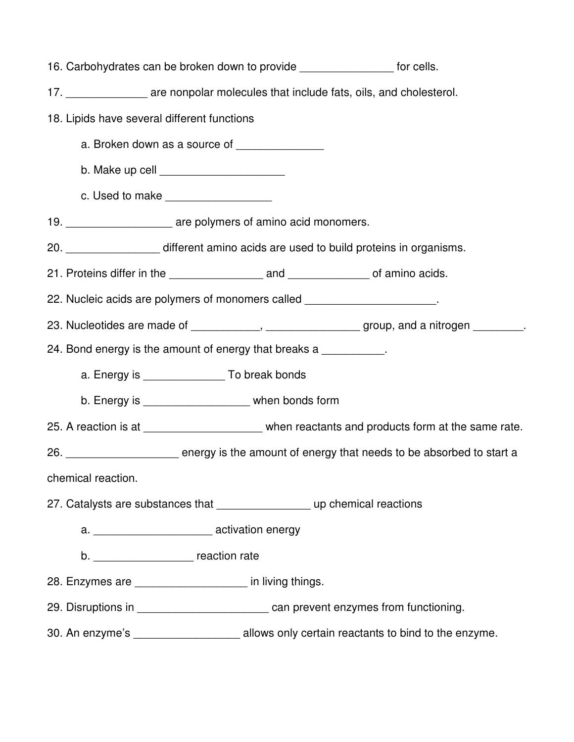16. Carbohydrates can be broken down to provide _______________ for cells.

17. _____________ are nonpolar molecules that include fats, oils, and cholesterol.

18. Lipids have several different functions

  a. Broken down as a source of ______________

  b. Make up cell ____________________

  c. Used to make _________________

19. _________________ are polymers of amino acid monomers.

20. _______________ different amino acids are used to build proteins in organisms.

21. Proteins differ in the _______________ and _____________ of amino acids.

22. Nucleic acids are polymers of monomers called _____________________.

23. Nucleotides are made of ___________, _______________ group, and a nitrogen ________.

24. Bond energy is the amount of energy that breaks a __________.

  a. Energy is _____________ To break bonds

  b. Energy is _________________ when bonds form

25. A reaction is at ___________________ when reactants and products form at the same rate.

26. __________________ energy is the amount of energy that needs to be absorbed to start a chemical reaction.

27. Catalysts are substances that _______________ up chemical reactions

  a. ___________________ activation energy

  b. ________________ reaction rate

28. Enzymes are __________________ in living things.

29. Disruptions in _____________________ can prevent enzymes from functioning.

30. An enzyme's _________________ allows only certain reactants to bind to the enzyme.